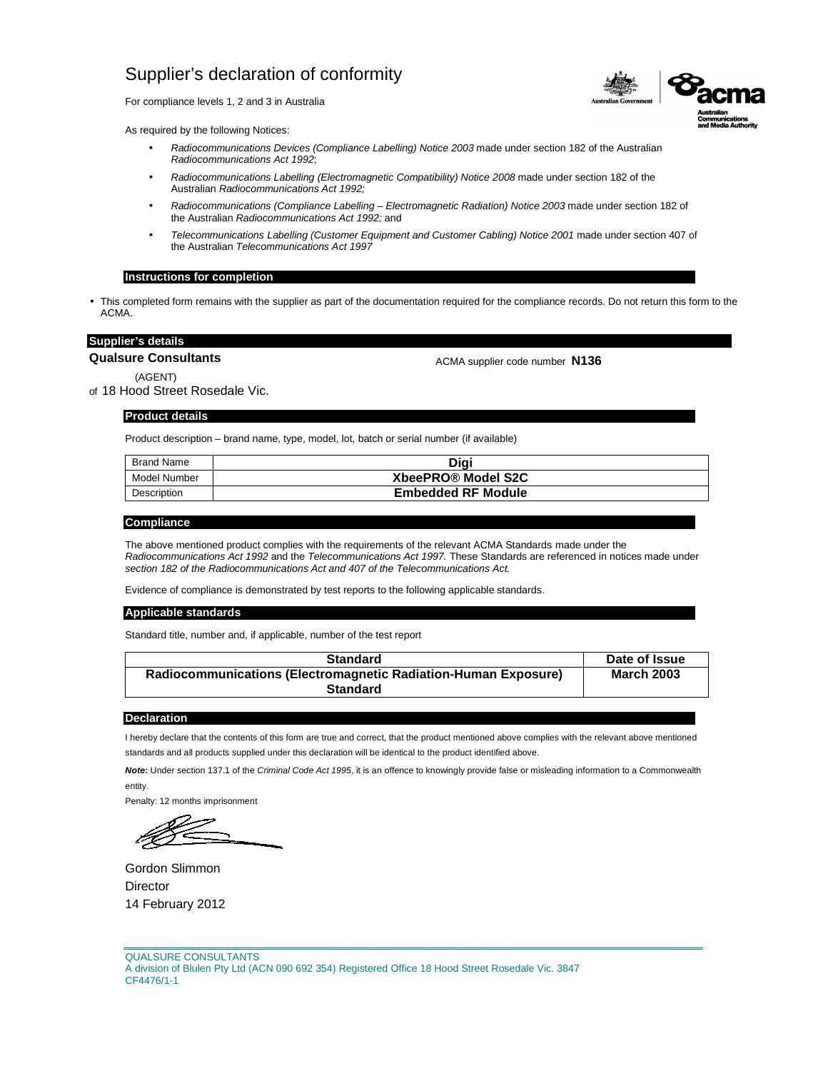# Supplier's declaration of conformity

For compliance levels 1, 2 and 3 in Australia

As required by the following Notices:

- *Radiocommunications Devices (Compliance Labelling) Notice 2003* made under section 182 of the Australian *Radiocommunications Act 1992*;
- *Radiocommunications Labelling (Electromagnetic Compatibility) Notice 2008* made under section 182 of the Australian *Radiocommunications Act 1992;*
- *Radiocommunications (Compliance Labelling – Electromagnetic Radiation) Notice 2003* made under section 182 of the Australian *Radiocommunications Act 1992;* and
- *Telecommunications Labelling (Customer Equipment and Customer Cabling) Notice 2001* made under section 407 of the Australian *Telecommunications Act 1997*

## Instructions for completion

- This completed form remains with the supplier as part of the documentation required for the compliance records. Do not return this form to the ACMA.

## Supplier's details

**Qualsure Consultants** (AGENT)

ACMA supplier code number **N136**

of 18 Hood Street Rosedale Vic.

## Product details

Product description – brand name, type, model, lot, batch or serial number (if available)

| Brand Name | **Digi** |
|---|---|
| Model Number | **XbeePRO® Model S2C** |
| Description | **Embedded RF Module** |

## Compliance

The above mentioned product complies with the requirements of the relevant ACMA Standards made under the *Radiocommunications Act 1992* and the *Telecommunications Act 1997.* These Standards are referenced in notices made under *section 182 of the Radiocommunications Act and 407 of the Telecommunications Act.*

Evidence of compliance is demonstrated by test reports to the following applicable standards.

## Applicable standards

Standard title, number and, if applicable, number of the test report

| Standard | Date of Issue |
|---|---|
| Radiocommunications (Electromagnetic Radiation-Human Exposure) Standard | March 2003 |

## Declaration

I hereby declare that the contents of this form are true and correct, that the product mentioned above complies with the relevant above mentioned standards and all products supplied under this declaration will be identical to the product identified above.

***Note*:** Under section 137.1 of the *Criminal Code Act 1995*, it is an offence to knowingly provide false or misleading information to a Commonwealth entity.

Penalty: 12 months imprisonment

Gordon Slimmon
Director
14 February 2012

QUALSURE CONSULTANTS
A division of Blulen Pty Ltd (ACN 090 692 354) Registered Office 18 Hood Street Rosedale Vic. 3847
CF4476/1-1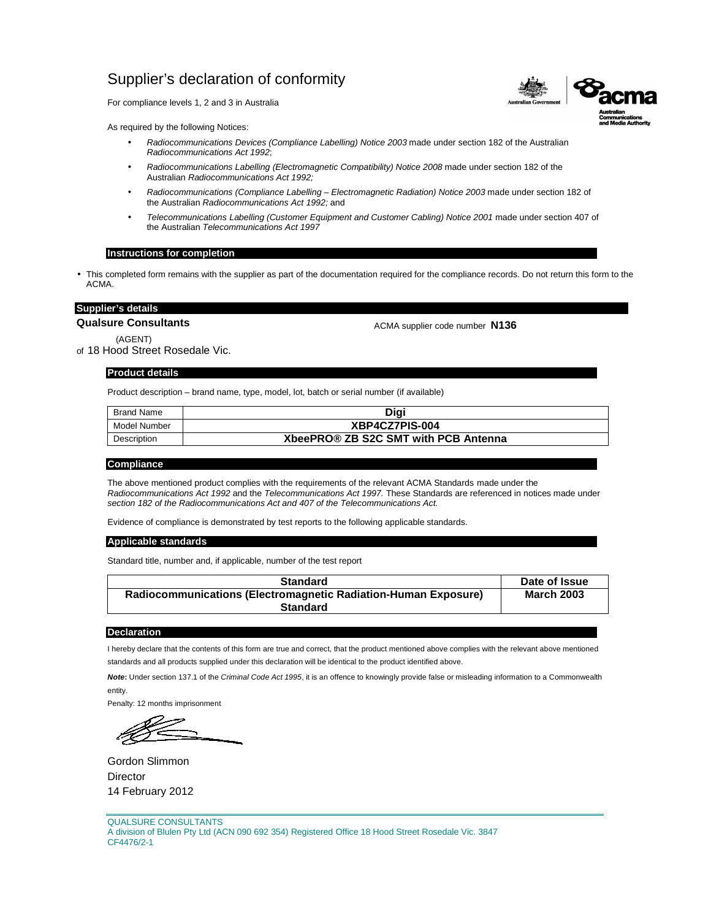# Supplier's declaration of conformity

For compliance levels 1, 2 and 3 in Australia

As required by the following Notices:

- *Radiocommunications Devices (Compliance Labelling) Notice 2003* made under section 182 of the Australian *Radiocommunications Act 1992*;
- *Radiocommunications Labelling (Electromagnetic Compatibility) Notice 2008* made under section 182 of the Australian *Radiocommunications Act 1992;*
- *Radiocommunications (Compliance Labelling – Electromagnetic Radiation) Notice 2003* made under section 182 of the Australian *Radiocommunications Act 1992;* and
- *Telecommunications Labelling (Customer Equipment and Customer Cabling) Notice 2001* made under section 407 of the Australian *Telecommunications Act 1997*

### Instructions for completion

- This completed form remains with the supplier as part of the documentation required for the compliance records. Do not return this form to the ACMA.

### Supplier's details

**Qualsure Consultants** ACMA supplier code number **N136**

(AGENT)

of 18 Hood Street Rosedale Vic.

### Product details

Product description – brand name, type, model, lot, batch or serial number (if available)

| Brand Name | **Digi** |
|---|---|
| Model Number | **XBP4CZ7PIS-004** |
| Description | **XbeePRO® ZB S2C SMT with PCB Antenna** |

### Compliance

The above mentioned product complies with the requirements of the relevant ACMA Standards made under the *Radiocommunications Act 1992* and the *Telecommunications Act 1997.* These Standards are referenced in notices made under *section 182 of the Radiocommunications Act and 407 of the Telecommunications Act.*

Evidence of compliance is demonstrated by test reports to the following applicable standards.

### Applicable standards

Standard title, number and, if applicable, number of the test report

| Standard | Date of Issue |
|---|---|
| **Radiocommunications (Electromagnetic Radiation-Human Exposure) Standard** | **March 2003** |

### Declaration

I hereby declare that the contents of this form are true and correct, that the product mentioned above complies with the relevant above mentioned standards and all products supplied under this declaration will be identical to the product identified above.

***Note*:** Under section 137.1 of the *Criminal Code Act 1995*, it is an offence to knowingly provide false or misleading information to a Commonwealth entity.

Penalty: 12 months imprisonment

Gordon Slimmon
Director
14 February 2012

QUALSURE CONSULTANTS
A division of Blulen Pty Ltd (ACN 090 692 354) Registered Office 18 Hood Street Rosedale Vic. 3847
CF4476/2-1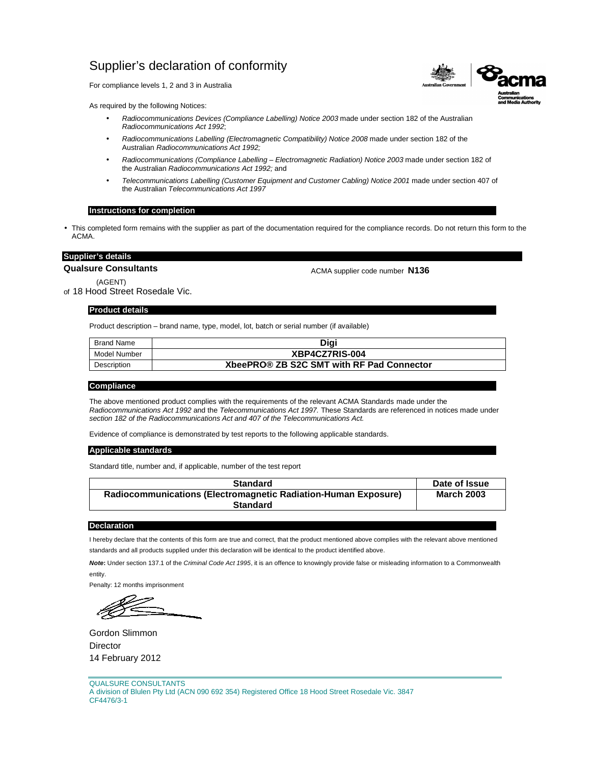# Supplier's declaration of conformity

For compliance levels 1, 2 and 3 in Australia

As required by the following Notices:

- *Radiocommunications Devices (Compliance Labelling) Notice 2003* made under section 182 of the Australian *Radiocommunications Act 1992*;
- *Radiocommunications Labelling (Electromagnetic Compatibility) Notice 2008* made under section 182 of the Australian *Radiocommunications Act 1992;*
- *Radiocommunications (Compliance Labelling – Electromagnetic Radiation) Notice 2003* made under section 182 of the Australian *Radiocommunications Act 1992;* and
- *Telecommunications Labelling (Customer Equipment and Customer Cabling) Notice 2001* made under section 407 of the Australian *Telecommunications Act 1997*

## Instructions for completion

- This completed form remains with the supplier as part of the documentation required for the compliance records. Do not return this form to the ACMA.

## Supplier's details

**Qualsure Consultants** ACMA supplier code number **N136**

(AGENT)

of 18 Hood Street Rosedale Vic.

## Product details

Product description – brand name, type, model, lot, batch or serial number (if available)

| Brand Name | **Digi** |
|---|---|
| Model Number | **XBP4CZ7RIS-004** |
| Description | **XbeePRO® ZB S2C SMT with RF Pad Connector** |

## Compliance

The above mentioned product complies with the requirements of the relevant ACMA Standards made under the *Radiocommunications Act 1992* and the *Telecommunications Act 1997.* These Standards are referenced in notices made under *section 182 of the Radiocommunications Act and 407 of the Telecommunications Act.*

Evidence of compliance is demonstrated by test reports to the following applicable standards.

## Applicable standards

Standard title, number and, if applicable, number of the test report

| Standard | Date of Issue |
|---|---|
| **Radiocommunications (Electromagnetic Radiation-Human Exposure) Standard** | **March 2003** |

## Declaration

I hereby declare that the contents of this form are true and correct, that the product mentioned above complies with the relevant above mentioned standards and all products supplied under this declaration will be identical to the product identified above.

***Note*:** Under section 137.1 of the *Criminal Code Act 1995*, it is an offence to knowingly provide false or misleading information to a Commonwealth entity.

Penalty: 12 months imprisonment

Gordon Slimmon
Director
14 February 2012

QUALSURE CONSULTANTS
A division of Blulen Pty Ltd (ACN 090 692 354) Registered Office 18 Hood Street Rosedale Vic. 3847
CF4476/3-1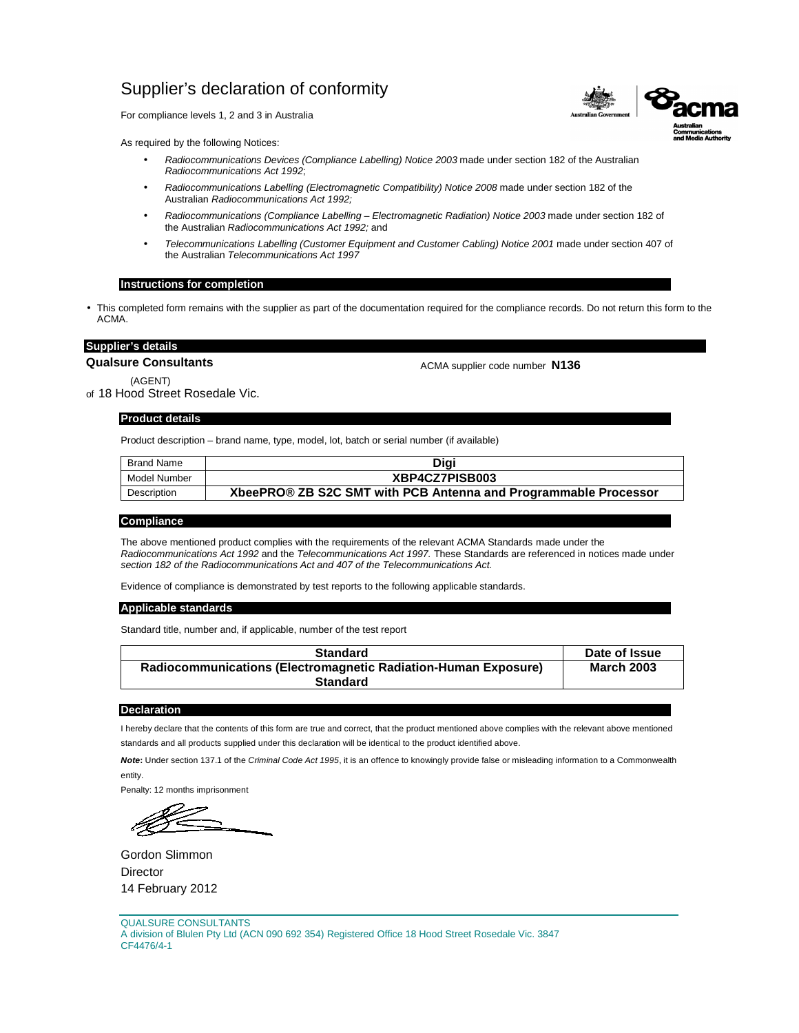# Supplier's declaration of conformity

For compliance levels 1, 2 and 3 in Australia

As required by the following Notices:

- *Radiocommunications Devices (Compliance Labelling) Notice 2003* made under section 182 of the Australian *Radiocommunications Act 1992*;
- *Radiocommunications Labelling (Electromagnetic Compatibility) Notice 2008* made under section 182 of the Australian *Radiocommunications Act 1992;*
- *Radiocommunications (Compliance Labelling – Electromagnetic Radiation) Notice 2003* made under section 182 of the Australian *Radiocommunications Act 1992;* and
- *Telecommunications Labelling (Customer Equipment and Customer Cabling) Notice 2001* made under section 407 of the Australian *Telecommunications Act 1997*

## Instructions for completion

- This completed form remains with the supplier as part of the documentation required for the compliance records. Do not return this form to the ACMA.

## Supplier's details

**Qualsure Consultants** ACMA supplier code number **N136**

(AGENT)

of 18 Hood Street Rosedale Vic.

## Product details

Product description – brand name, type, model, lot, batch or serial number (if available)

| Brand Name | **Digi** |
|---|---|
| Model Number | **XBP4CZ7PISB003** |
| Description | **XbeePRO® ZB S2C SMT with PCB Antenna and Programmable Processor** |

## Compliance

The above mentioned product complies with the requirements of the relevant ACMA Standards made under the *Radiocommunications Act 1992* and the *Telecommunications Act 1997.* These Standards are referenced in notices made under *section 182 of the Radiocommunications Act and 407 of the Telecommunications Act.*

Evidence of compliance is demonstrated by test reports to the following applicable standards.

## Applicable standards

Standard title, number and, if applicable, number of the test report

| Standard | Date of Issue |
|---|---|
| **Radiocommunications (Electromagnetic Radiation-Human Exposure) Standard** | **March 2003** |

## Declaration

I hereby declare that the contents of this form are true and correct, that the product mentioned above complies with the relevant above mentioned standards and all products supplied under this declaration will be identical to the product identified above.

***Note*:** Under section 137.1 of the *Criminal Code Act 1995*, it is an offence to knowingly provide false or misleading information to a Commonwealth entity.

Penalty: 12 months imprisonment

Gordon Slimmon
Director
14 February 2012

QUALSURE CONSULTANTS
A division of Blulen Pty Ltd (ACN 090 692 354) Registered Office 18 Hood Street Rosedale Vic. 3847
CF4476/4-1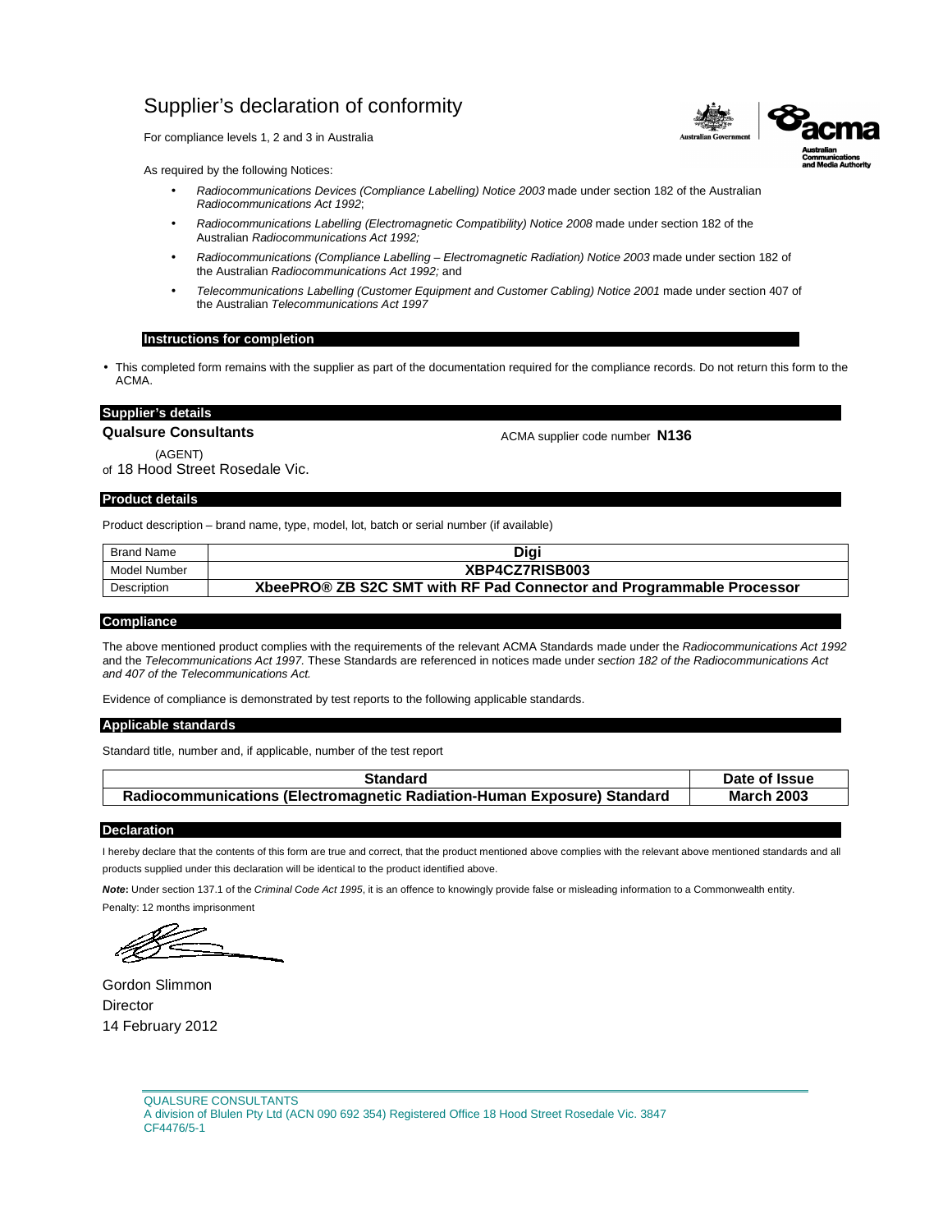# Supplier's declaration of conformity

For compliance levels 1, 2 and 3 in Australia

As required by the following Notices:

- *Radiocommunications Devices (Compliance Labelling) Notice 2003* made under section 182 of the Australian *Radiocommunications Act 1992*;
- *Radiocommunications Labelling (Electromagnetic Compatibility) Notice 2008* made under section 182 of the Australian *Radiocommunications Act 1992;*
- *Radiocommunications (Compliance Labelling – Electromagnetic Radiation) Notice 2003* made under section 182 of the Australian *Radiocommunications Act 1992;* and
- *Telecommunications Labelling (Customer Equipment and Customer Cabling) Notice 2001* made under section 407 of the Australian *Telecommunications Act 1997*

## Instructions for completion

- This completed form remains with the supplier as part of the documentation required for the compliance records. Do not return this form to the ACMA.

## Supplier's details

**Qualsure Consultants** ACMA supplier code number **N136**

(AGENT)

of 18 Hood Street Rosedale Vic.

## Product details

Product description – brand name, type, model, lot, batch or serial number (if available)

| | |
|---|---|
| Brand Name | **Digi** |
| Model Number | **XBP4CZ7RISB003** |
| Description | **XbeePRO® ZB S2C SMT with RF Pad Connector and Programmable Processor** |

## Compliance

The above mentioned product complies with the requirements of the relevant ACMA Standards made under the *Radiocommunications Act 1992* and the *Telecommunications Act 1997.* These Standards are referenced in notices made under *section 182 of the Radiocommunications Act and 407 of the Telecommunications Act.*

Evidence of compliance is demonstrated by test reports to the following applicable standards.

## Applicable standards

Standard title, number and, if applicable, number of the test report

| Standard | Date of Issue |
|---|---|
| **Radiocommunications (Electromagnetic Radiation-Human Exposure) Standard** | **March 2003** |

## Declaration

I hereby declare that the contents of this form are true and correct, that the product mentioned above complies with the relevant above mentioned standards and all products supplied under this declaration will be identical to the product identified above.

***Note*:** Under section 137.1 of the *Criminal Code Act 1995*, it is an offence to knowingly provide false or misleading information to a Commonwealth entity. Penalty: 12 months imprisonment

Gordon Slimmon
Director
14 February 2012

QUALSURE CONSULTANTS
A division of Blulen Pty Ltd (ACN 090 692 354) Registered Office 18 Hood Street Rosedale Vic. 3847
CF4476/5-1